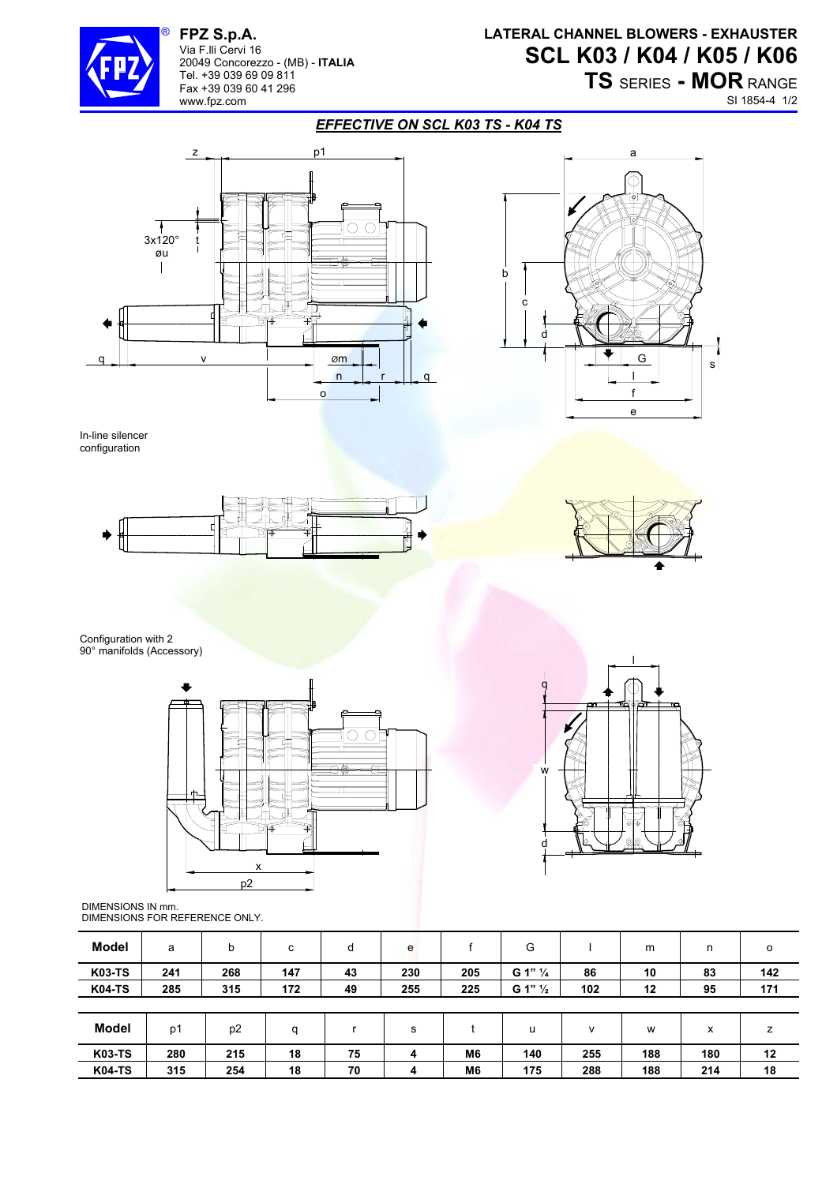**FPZ S.p.A.**
Via F.lli Cervi 16
20049 Concorezzo - (MB) - **ITALIA**
Tel. +39 039 69 09 811
Fax +39 039 60 41 296
www.fpz.com

# LATERAL CHANNEL BLOWERS - EXHAUSTER
# SCL K03 / K04 / K05 / K06
## TS SERIES - MOR RANGE

SI 1854-4 1/2

***EFFECTIVE ON SCL K03 TS - K04 TS***

In-line silencer configuration

Configuration with 2 90° manifolds (Accessory)

DIMENSIONS IN mm.
DIMENSIONS FOR REFERENCE ONLY.

| Model | a | b | c | d | e | f | G | l | m | n | o |
|---|---|---|---|---|---|---|---|---|---|---|---|
| K03-TS | 241 | 268 | 147 | 43 | 230 | 205 | G 1" ¼ | 86 | 10 | 83 | 142 |
| K04-TS | 285 | 315 | 172 | 49 | 255 | 225 | G 1" ½ | 102 | 12 | 95 | 171 |

| Model | p1 | p2 | q | r | s | t | u | v | w | x | z |
|---|---|---|---|---|---|---|---|---|---|---|---|
| K03-TS | 280 | 215 | 18 | 75 | 4 | M6 | 140 | 255 | 188 | 180 | 12 |
| K04-TS | 315 | 254 | 18 | 70 | 4 | M6 | 175 | 288 | 188 | 214 | 18 |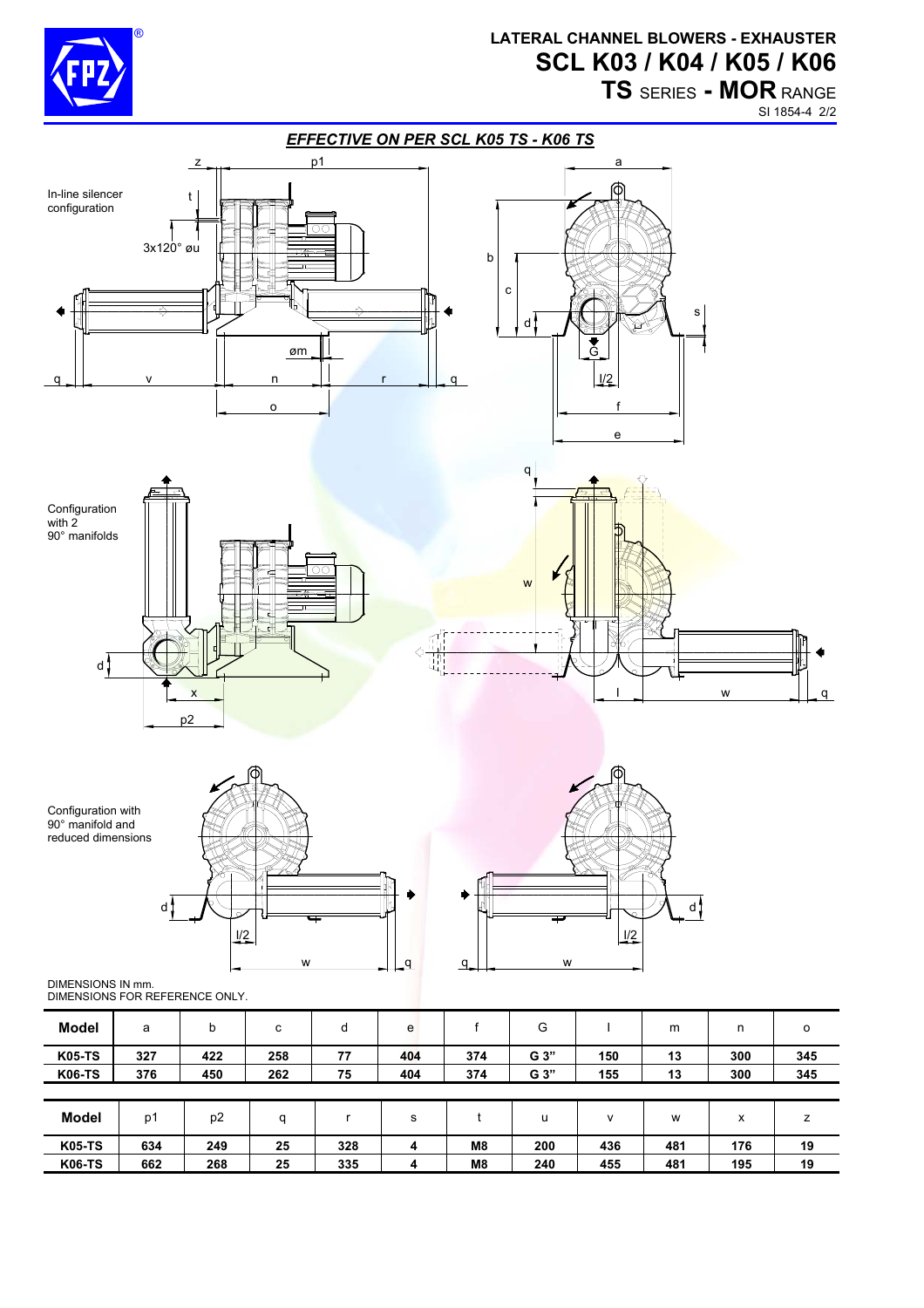# LATERAL CHANNEL BLOWERS - EXHAUSTER
# SCL K03 / K04 / K05 / K06
## TS SERIES - MOR RANGE

SI 1854-4 2/2

***EFFECTIVE ON PER SCL K05 TS - K06 TS***

In-line silencer configuration

Configuration with 2 90° manifolds

Configuration with 90° manifold and reduced dimensions

DIMENSIONS IN mm.
DIMENSIONS FOR REFERENCE ONLY.

| Model | a | b | c | d | e | f | G | l | m | n | o |
|---|---|---|---|---|---|---|---|---|---|---|---|
| K05-TS | 327 | 422 | 258 | 77 | 404 | 374 | G 3” | 150 | 13 | 300 | 345 |
| K06-TS | 376 | 450 | 262 | 75 | 404 | 374 | G 3” | 155 | 13 | 300 | 345 |

| Model | p1 | p2 | q | r | s | t | u | v | w | x | z |
|---|---|---|---|---|---|---|---|---|---|---|---|
| K05-TS | 634 | 249 | 25 | 328 | 4 | M8 | 200 | 436 | 481 | 176 | 19 |
| K06-TS | 662 | 268 | 25 | 335 | 4 | M8 | 240 | 455 | 481 | 195 | 19 |